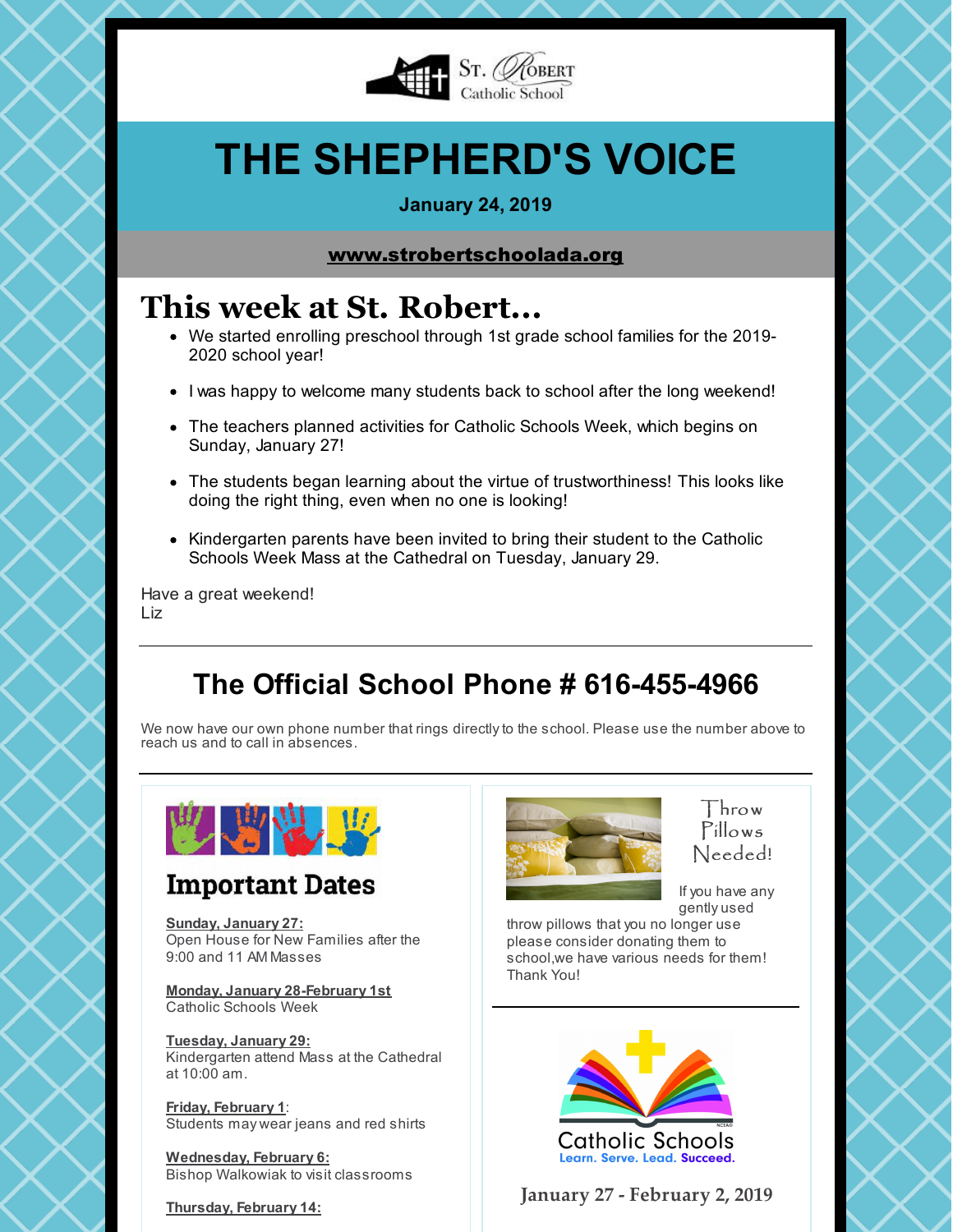St. Robert Catholic School

# THE SHEPHERD'S VOICE

**January 24, 2019**

**www.strobertschoolada.org**

## This week at St. Robert...

- We started enrolling preschool through 1st grade school families for the 2019-2020 school year!
- I was happy to welcome many students back to school after the long weekend!
- The teachers planned activities for Catholic Schools Week, which begins on Sunday, January 27!
- The students began learning about the virtue of trustworthiness! This looks like doing the right thing, even when no one is looking!
- Kindergarten parents have been invited to bring their student to the Catholic Schools Week Mass at the Cathedral on Tuesday, January 29.

Have a great weekend!
Liz

---

## The Official School Phone # 616-455-4966

We now have our own phone number that rings directly to the school. Please use the number above to reach us and to call in absences.

---

## Important Dates

**Sunday, January 27:**
Open House for New Families after the 9:00 and 11 AM Masses

**Monday, January 28-February 1st**
Catholic Schools Week

**Tuesday, January 29:**
Kindergarten attend Mass at the Cathedral at 10:00 am.

**Friday, February 1**:
Students may wear jeans and red shirts

**Wednesday, February 6:**
Bishop Walkowiak to visit classrooms

**Thursday, February 14:**

## Throw Pillows Needed!

If you have any gently used throw pillows that you no longer use please consider donating them to school,we have various needs for them! Thank You!

---

Catholic Schools
Learn. Serve. Lead. Succeed.

**January 27 - February 2, 2019**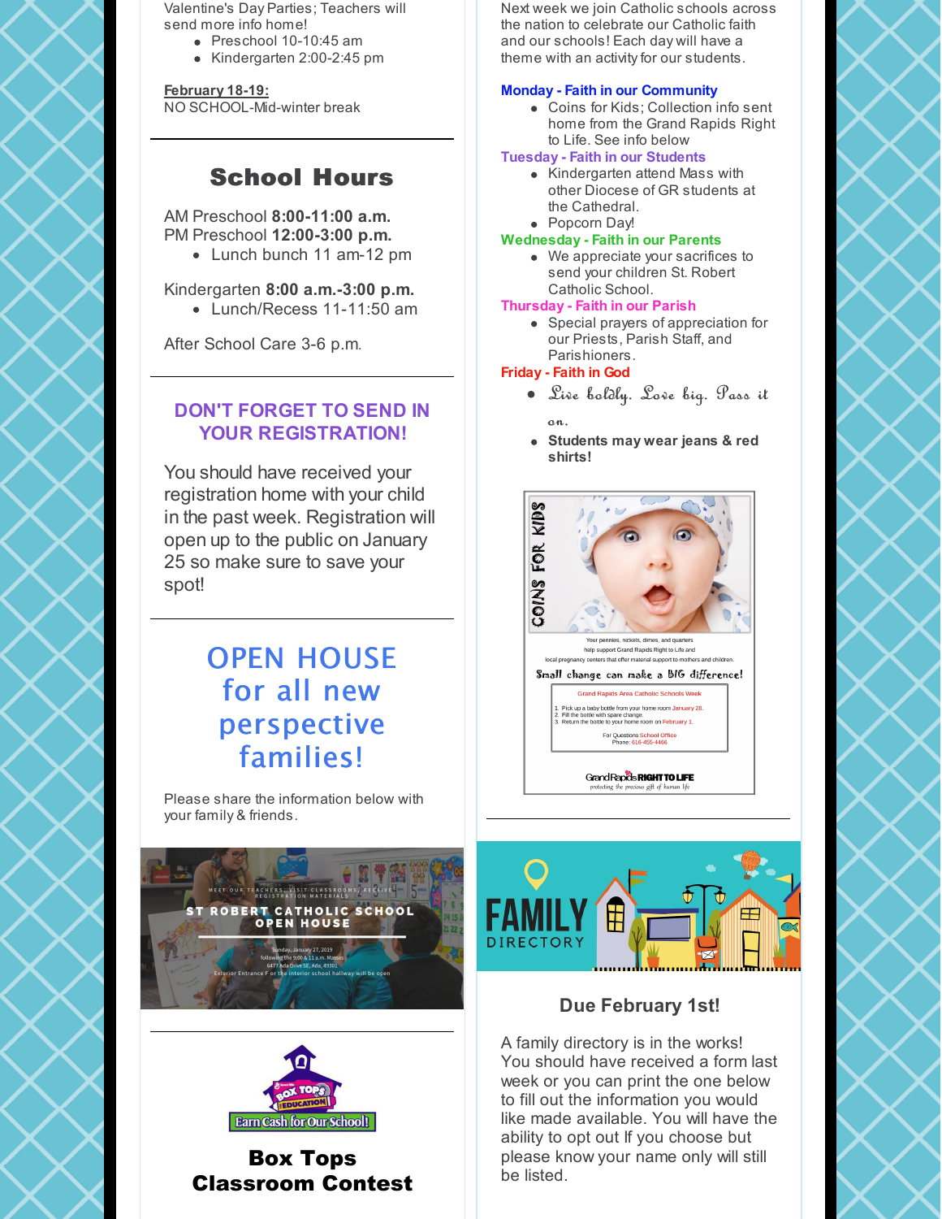Valentine's Day Parties; Teachers will send more info home!

- Preschool 10-10:45 am
- Kindergarten 2:00-2:45 pm

**February 18-19:**
NO SCHOOL-Mid-winter break

## School Hours

AM Preschool **8:00-11:00 a.m.**
PM Preschool **12:00-3:00 p.m.**

- Lunch bunch 11 am-12 pm

Kindergarten **8:00 a.m.-3:00 p.m.**

- Lunch/Recess 11-11:50 am

After School Care 3-6 p.m.

## DON'T FORGET TO SEND IN YOUR REGISTRATION!

You should have received your registration home with your child in the past week. Registration will open up to the public on January 25 so make sure to save your spot!

## OPEN HOUSE for all new perspective families!

Please share the information below with your family & friends.

MEET OUR TEACHERS, VISIT CLASSROOMS, RECEIVE REGISTRATION MATERIALS

ST ROBERT CATHOLIC SCHOOL OPEN HOUSE

Sunday, January 27, 2019
following the 9:00 & 11 a.m. Masses
6477 Ada Drive SE, Ada, 49301
Exterior Entrance F or the interior school hallway will be open

Earn Cash for Our School!

## Box Tops Classroom Contest

Next week we join Catholic schools across the nation to celebrate our Catholic faith and our schools! Each day will have a theme with an activity for our students.

**Monday - Faith in our Community**

- Coins for Kids; Collection info sent home from the Grand Rapids Right to Life. See info below

**Tuesday - Faith in our Students**

- Kindergarten attend Mass with other Diocese of GR students at the Cathedral.
- Popcorn Day!

**Wednesday - Faith in our Parents**

- We appreciate your sacrifices to send your children St. Robert Catholic School.

**Thursday - Faith in our Parish**

- Special prayers of appreciation for our Priests, Parish Staff, and Parishioners.

**Friday - Faith in God**

- *Live boldly. Love big. Pass it on.*
- **Students may wear jeans & red shirts!**

COINS FOR KIDS

Your pennies, nickels, dimes, and quarters help support Grand Rapids Right to Life and local pregnancy centers that offer material support to mothers and children.

Small change can make a BIG difference!

Grand Rapids Area Catholic Schools Week

1. Pick up a baby bottle from your home room January 28.
2. Fill the bottle with spare change.
3. Return the bottle to your home room on February 1.

For Questions School Office
Phone: 616-455-4466

Grand Rapids RIGHT TO LIFE
protecting the precious gift of human life

FAMILY DIRECTORY

## Due February 1st!

A family directory is in the works! You should have received a form last week or you can print the one below to fill out the information you would like made available. You will have the ability to opt out If you choose but please know your name only will still be listed.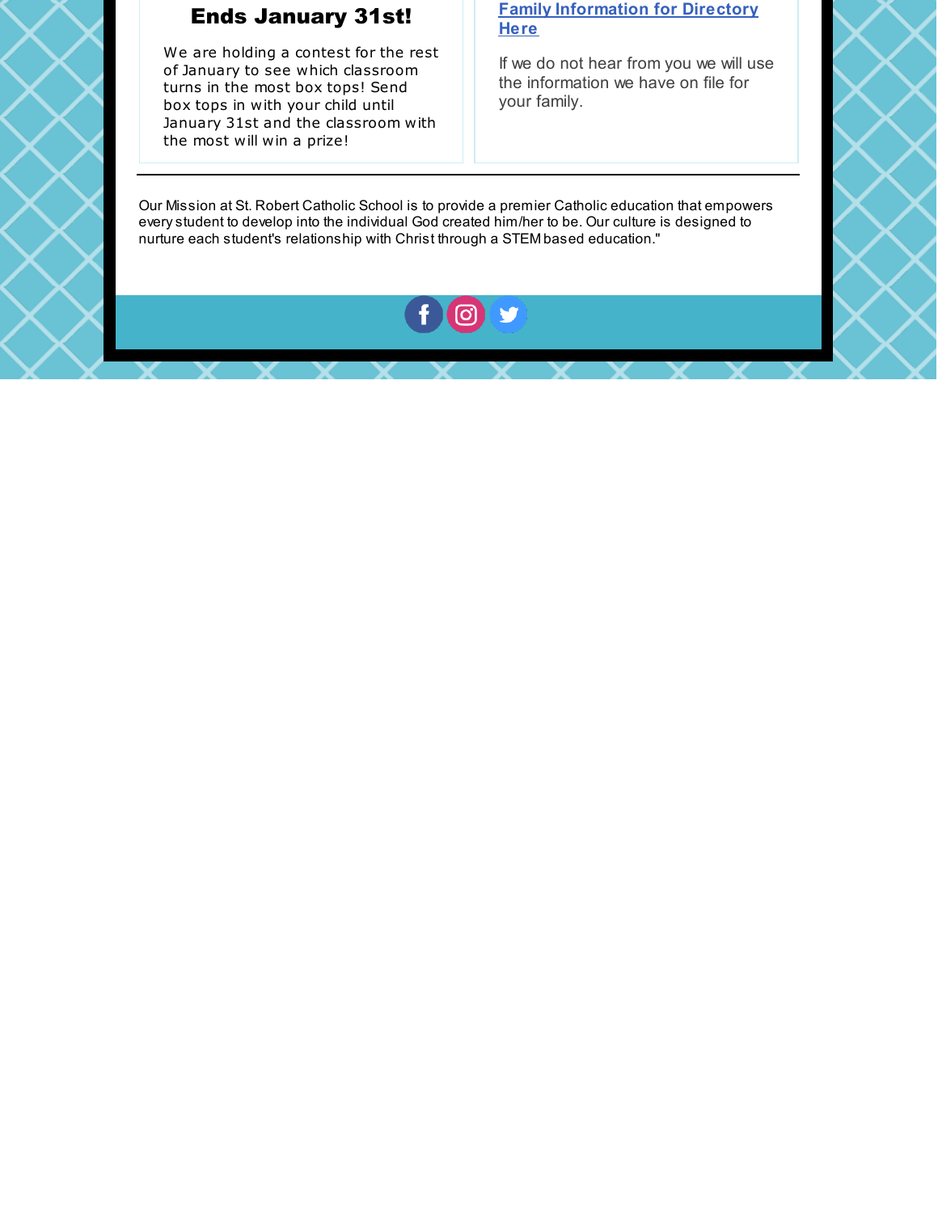## Ends January 31st!

We are holding a contest for the rest of January to see which classroom turns in the most box tops! Send box tops in with your child until January 31st and the classroom with the most will win a prize!

**Family Information for Directory Here**

If we do not hear from you we will use the information we have on file for your family.

---

Our Mission at St. Robert Catholic School is to provide a premier Catholic education that empowers every student to develop into the individual God created him/her to be. Our culture is designed to nurture each student's relationship with Christ through a STEM based education."